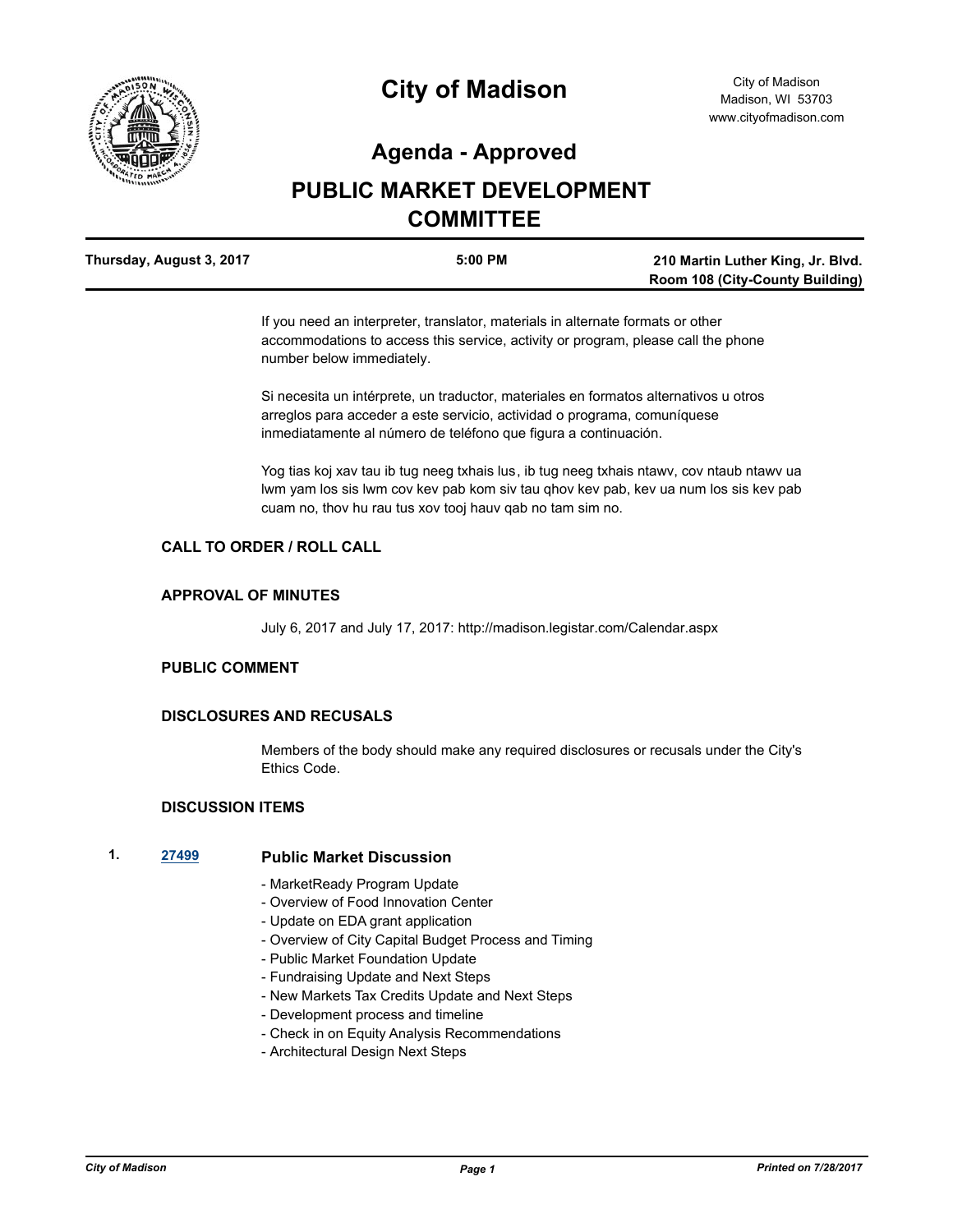# City of Madison

City of Madison
Madison, WI 53703
www.cityofmadison.com

## Agenda - Approved

# PUBLIC MARKET DEVELOPMENT COMMITTEE

**Thursday, August 3, 2017** | **5:00 PM** | **210 Martin Luther King, Jr. Blvd. Room 108 (City-County Building)**

If you need an interpreter, translator, materials in alternate formats or other accommodations to access this service, activity or program, please call the phone number below immediately.

Si necesita un intérprete, un traductor, materiales en formatos alternativos u otros arreglos para acceder a este servicio, actividad o programa, comuníquese inmediatamente al número de teléfono que figura a continuación.

Yog tias koj xav tau ib tug neeg txhais lus, ib tug neeg txhais ntawv, cov ntaub ntawv ua lwm yam los sis lwm cov kev pab kom siv tau qhov kev pab, kev ua num los sis kev pab cuam no, thov hu rau tus xov tooj hauv qab no tam sim no.

### CALL TO ORDER / ROLL CALL

### APPROVAL OF MINUTES

July 6, 2017 and July 17, 2017: http://madison.legistar.com/Calendar.aspx

### PUBLIC COMMENT

### DISCLOSURES AND RECUSALS

Members of the body should make any required disclosures or recusals under the City's Ethics Code.

### DISCUSSION ITEMS

**1.** 27499 **Public Market Discussion**

- MarketReady Program Update
- Overview of Food Innovation Center
- Update on EDA grant application
- Overview of City Capital Budget Process and Timing
- Public Market Foundation Update
- Fundraising Update and Next Steps
- New Markets Tax Credits Update and Next Steps
- Development process and timeline
- Check in on Equity Analysis Recommendations
- Architectural Design Next Steps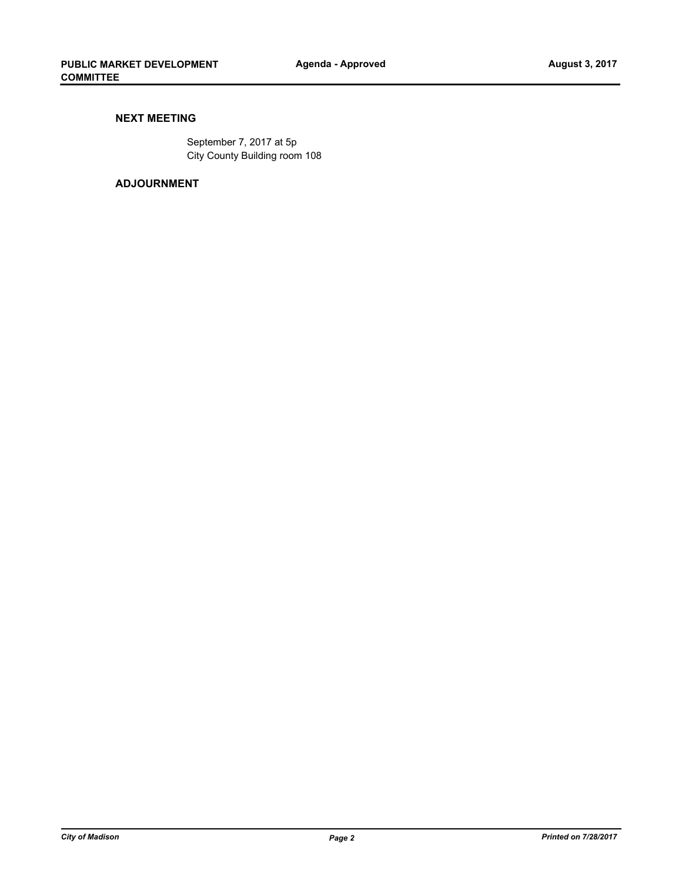## NEXT MEETING

September 7, 2017 at 5p
City County Building room 108

## ADJOURNMENT